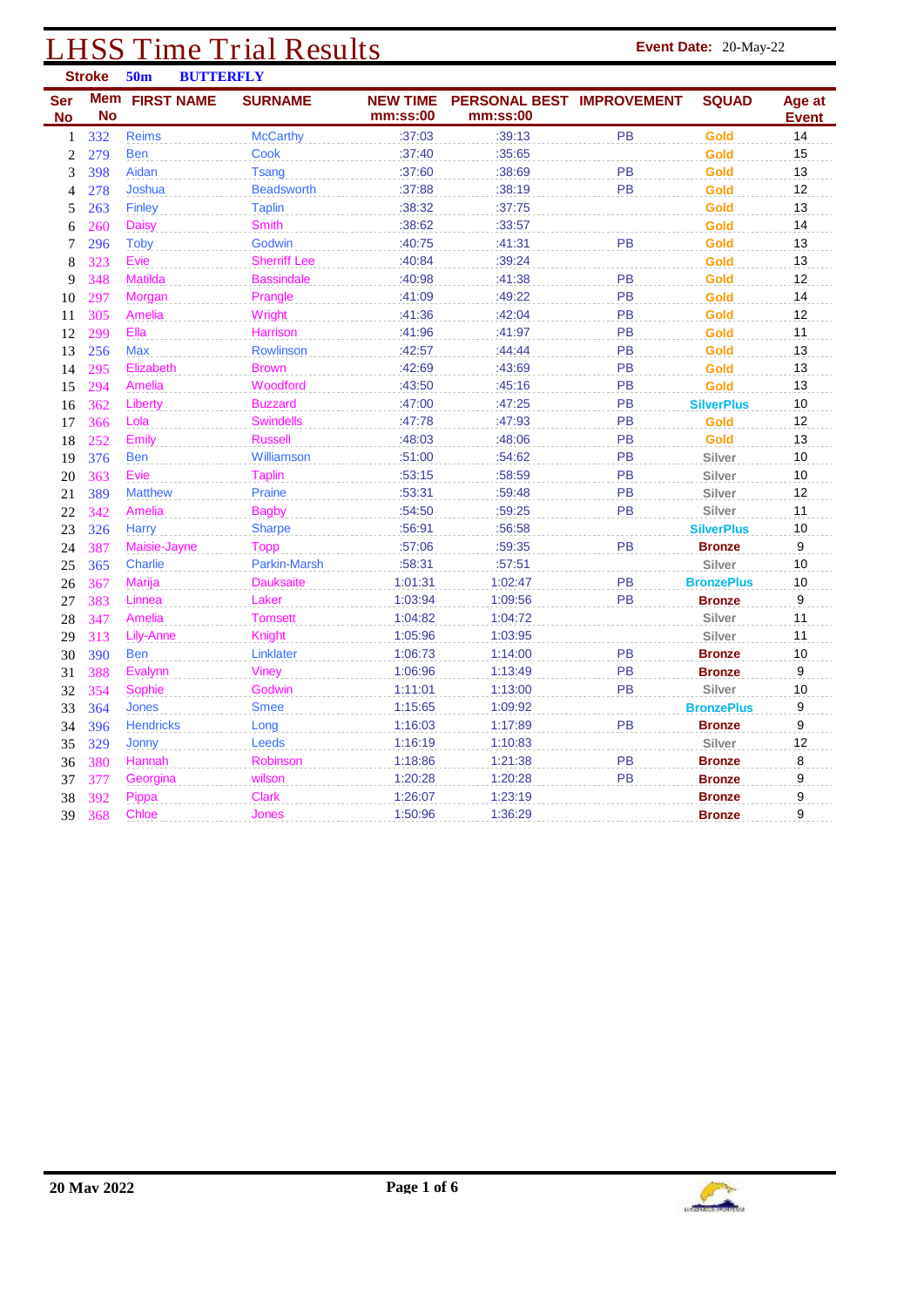# LHSS Time Trial Results

**Event Date:** 20-May-22

**Stroke** 50m **BUTTERFLY**

| Ser No | Mem No | FIRST NAME | SURNAME | NEW TIME mm:ss:00 | PERSONAL BEST mm:ss:00 | IMPROVEMENT | SQUAD | Age at Event |
|---|---|---|---|---|---|---|---|---|
| 1 | 332 | Reims | McCarthy | :37:03 | :39:13 | PB | Gold | 14 |
| 2 | 279 | Ben | Cook | :37:40 | :35:65 | | Gold | 15 |
| 3 | 398 | Aidan | Tsang | :37:60 | :38:69 | PB | Gold | 13 |
| 4 | 278 | Joshua | Beadsworth | :37:88 | :38:19 | PB | Gold | 12 |
| 5 | 263 | Finley | Taplin | :38:32 | :37:75 | | Gold | 13 |
| 6 | 260 | Daisy | Smith | :38:62 | :33:57 | | Gold | 14 |
| 7 | 296 | Toby | Godwin | :40:75 | :41:31 | PB | Gold | 13 |
| 8 | 323 | Evie | Sherriff Lee | :40:84 | :39:24 | | Gold | 13 |
| 9 | 348 | Matilda | Bassindale | :40:98 | :41:38 | PB | Gold | 12 |
| 10 | 297 | Morgan | Prangle | :41:09 | :49:22 | PB | Gold | 14 |
| 11 | 305 | Amelia | Wright | :41:36 | :42:04 | PB | Gold | 12 |
| 12 | 299 | Ella | Harrison | :41:96 | :41:97 | PB | Gold | 11 |
| 13 | 256 | Max | Rowlinson | :42:57 | :44:44 | PB | Gold | 13 |
| 14 | 295 | Elizabeth | Brown | :42:69 | :43:69 | PB | Gold | 13 |
| 15 | 294 | Amelia | Woodford | :43:50 | :45:16 | PB | Gold | 13 |
| 16 | 362 | Liberty | Buzzard | :47:00 | :47:25 | PB | SilverPlus | 10 |
| 17 | 366 | Lola | Swindells | :47:78 | :47:93 | PB | Gold | 12 |
| 18 | 252 | Emily | Russell | :48:03 | :48:06 | PB | Gold | 13 |
| 19 | 376 | Ben | Williamson | :51:00 | :54:62 | PB | Silver | 10 |
| 20 | 363 | Evie | Taplin | :53:15 | :58:59 | PB | Silver | 10 |
| 21 | 389 | Matthew | Praine | :53:31 | :59:48 | PB | Silver | 12 |
| 22 | 342 | Amelia | Bagby | :54:50 | :59:25 | PB | Silver | 11 |
| 23 | 326 | Harry | Sharpe | :56:91 | :56:58 | | SilverPlus | 10 |
| 24 | 387 | Maisie-Jayne | Topp | :57:06 | :59:35 | PB | Bronze | 9 |
| 25 | 365 | Charlie | Parkin-Marsh | :58:31 | :57:51 | | Silver | 10 |
| 26 | 367 | Marija | Dauksaite | 1:01:31 | 1:02:47 | PB | BronzePlus | 10 |
| 27 | 383 | Linnea | Laker | 1:03:94 | 1:09:56 | PB | Bronze | 9 |
| 28 | 347 | Amelia | Tomsett | 1:04:82 | 1:04:72 | | Silver | 11 |
| 29 | 313 | Lily-Anne | Knight | 1:05:96 | 1:03:95 | | Silver | 11 |
| 30 | 390 | Ben | Linklater | 1:06:73 | 1:14:00 | PB | Bronze | 10 |
| 31 | 388 | Evalynn | Viney | 1:06:96 | 1:13:49 | PB | Bronze | 9 |
| 32 | 354 | Sophie | Godwin | 1:11:01 | 1:13:00 | PB | Silver | 10 |
| 33 | 364 | Jones | Smee | 1:15:65 | 1:09:92 | | BronzePlus | 9 |
| 34 | 396 | Hendricks | Long | 1:16:03 | 1:17:89 | PB | Bronze | 9 |
| 35 | 329 | Jonny | Leeds | 1:16:19 | 1:10:83 | | Silver | 12 |
| 36 | 380 | Hannah | Robinson | 1:18:86 | 1:21:38 | PB | Bronze | 8 |
| 37 | 377 | Georgina | wilson | 1:20:28 | 1:20:28 | PB | Bronze | 9 |
| 38 | 392 | Pippa | Clark | 1:26:07 | 1:23:19 | | Bronze | 9 |
| 39 | 368 | Chloe | Jones | 1:50:96 | 1:36:29 | | Bronze | 9 |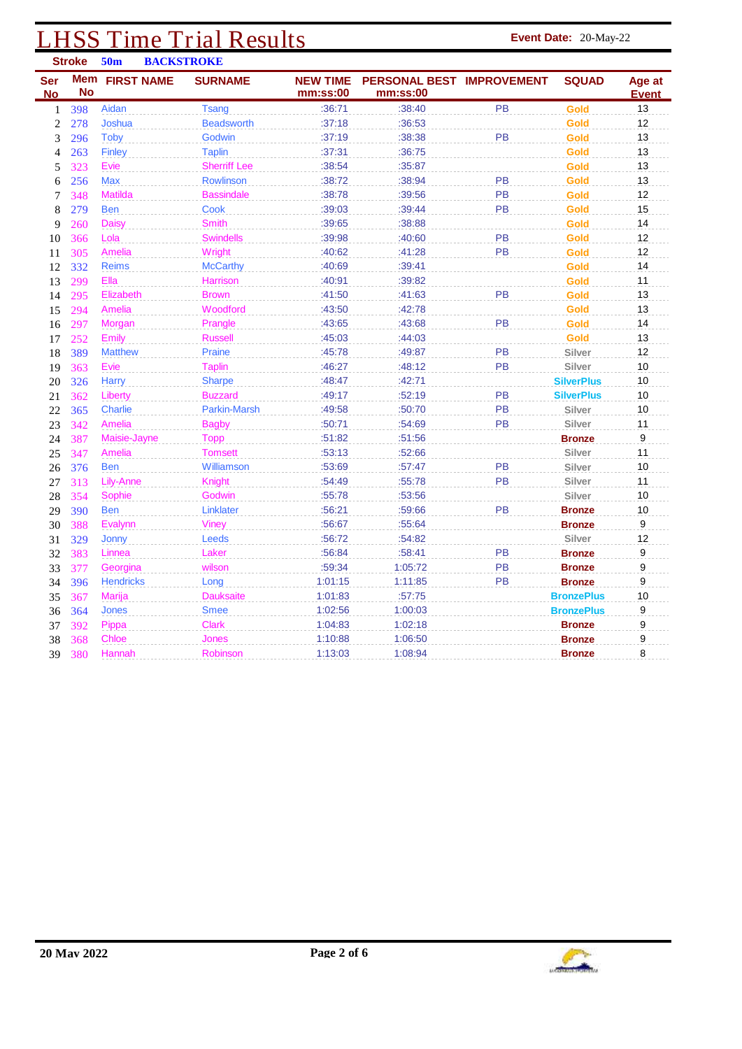# LHSS Time Trial Results

**Event Date:** 20-May-22

**Stroke** 50m **BACKSTROKE**

| Ser No | Mem No | FIRST NAME | SURNAME | NEW TIME mm:ss:00 | PERSONAL BEST mm:ss:00 | IMPROVEMENT | SQUAD | Age at Event |
|---|---|---|---|---|---|---|---|---|
| 1 | 398 | Aidan | Tsang | :36:71 | :38:40 | PB | Gold | 13 |
| 2 | 278 | Joshua | Beadsworth | :37:18 | :36:53 | | Gold | 12 |
| 3 | 296 | Toby | Godwin | :37:19 | :38:38 | PB | Gold | 13 |
| 4 | 263 | Finley | Taplin | :37:31 | :36:75 | | Gold | 13 |
| 5 | 323 | Evie | Sherriff Lee | :38:54 | :35:87 | | Gold | 13 |
| 6 | 256 | Max | Rowlinson | :38:72 | :38:94 | PB | Gold | 13 |
| 7 | 348 | Matilda | Bassindale | :38:78 | :39:56 | PB | Gold | 12 |
| 8 | 279 | Ben | Cook | :39:03 | :39:44 | PB | Gold | 15 |
| 9 | 260 | Daisy | Smith | :39:65 | :38:88 | | Gold | 14 |
| 10 | 366 | Lola | Swindells | :39:98 | :40:60 | PB | Gold | 12 |
| 11 | 305 | Amelia | Wright | :40:62 | :41:28 | PB | Gold | 12 |
| 12 | 332 | Reims | McCarthy | :40:69 | :39:41 | | Gold | 14 |
| 13 | 299 | Ella | Harrison | :40:91 | :39:82 | | Gold | 11 |
| 14 | 295 | Elizabeth | Brown | :41:50 | :41:63 | PB | Gold | 13 |
| 15 | 294 | Amelia | Woodford | :43:50 | :42:78 | | Gold | 13 |
| 16 | 297 | Morgan | Prangle | :43:65 | :43:68 | PB | Gold | 14 |
| 17 | 252 | Emily | Russell | :45:03 | :44:03 | | Gold | 13 |
| 18 | 389 | Matthew | Praine | :45:78 | :49:87 | PB | Silver | 12 |
| 19 | 363 | Evie | Taplin | :46:27 | :48:12 | PB | Silver | 10 |
| 20 | 326 | Harry | Sharpe | :48:47 | :42:71 | | SilverPlus | 10 |
| 21 | 362 | Liberty | Buzzard | :49:17 | :52:19 | PB | SilverPlus | 10 |
| 22 | 365 | Charlie | Parkin-Marsh | :49:58 | :50:70 | PB | Silver | 10 |
| 23 | 342 | Amelia | Bagby | :50:71 | :54:69 | PB | Silver | 11 |
| 24 | 387 | Maisie-Jayne | Topp | :51:82 | :51:56 | | Bronze | 9 |
| 25 | 347 | Amelia | Tomsett | :53:13 | :52:66 | | Silver | 11 |
| 26 | 376 | Ben | Williamson | :53:69 | :57:47 | PB | Silver | 10 |
| 27 | 313 | Lily-Anne | Knight | :54:49 | :55:78 | PB | Silver | 11 |
| 28 | 354 | Sophie | Godwin | :55:78 | :53:56 | | Silver | 10 |
| 29 | 390 | Ben | Linklater | :56:21 | :59:66 | PB | Bronze | 10 |
| 30 | 388 | Evalynn | Viney | :56:67 | :55:64 | | Bronze | 9 |
| 31 | 329 | Jonny | Leeds | :56:72 | :54:82 | | Silver | 12 |
| 32 | 383 | Linnea | Laker | :56:84 | :58:41 | PB | Bronze | 9 |
| 33 | 377 | Georgina | wilson | :59:34 | 1:05:72 | PB | Bronze | 9 |
| 34 | 396 | Hendricks | Long | 1:01:15 | 1:11:85 | PB | Bronze | 9 |
| 35 | 367 | Marija | Dauksaite | 1:01:83 | :57:75 | | BronzePlus | 10 |
| 36 | 364 | Jones | Smee | 1:02:56 | 1:00:03 | | BronzePlus | 9 |
| 37 | 392 | Pippa | Clark | 1:04:83 | 1:02:18 | | Bronze | 9 |
| 38 | 368 | Chloe | Jones | 1:10:88 | 1:06:50 | | Bronze | 9 |
| 39 | 380 | Hannah | Robinson | 1:13:03 | 1:08:94 | | Bronze | 8 |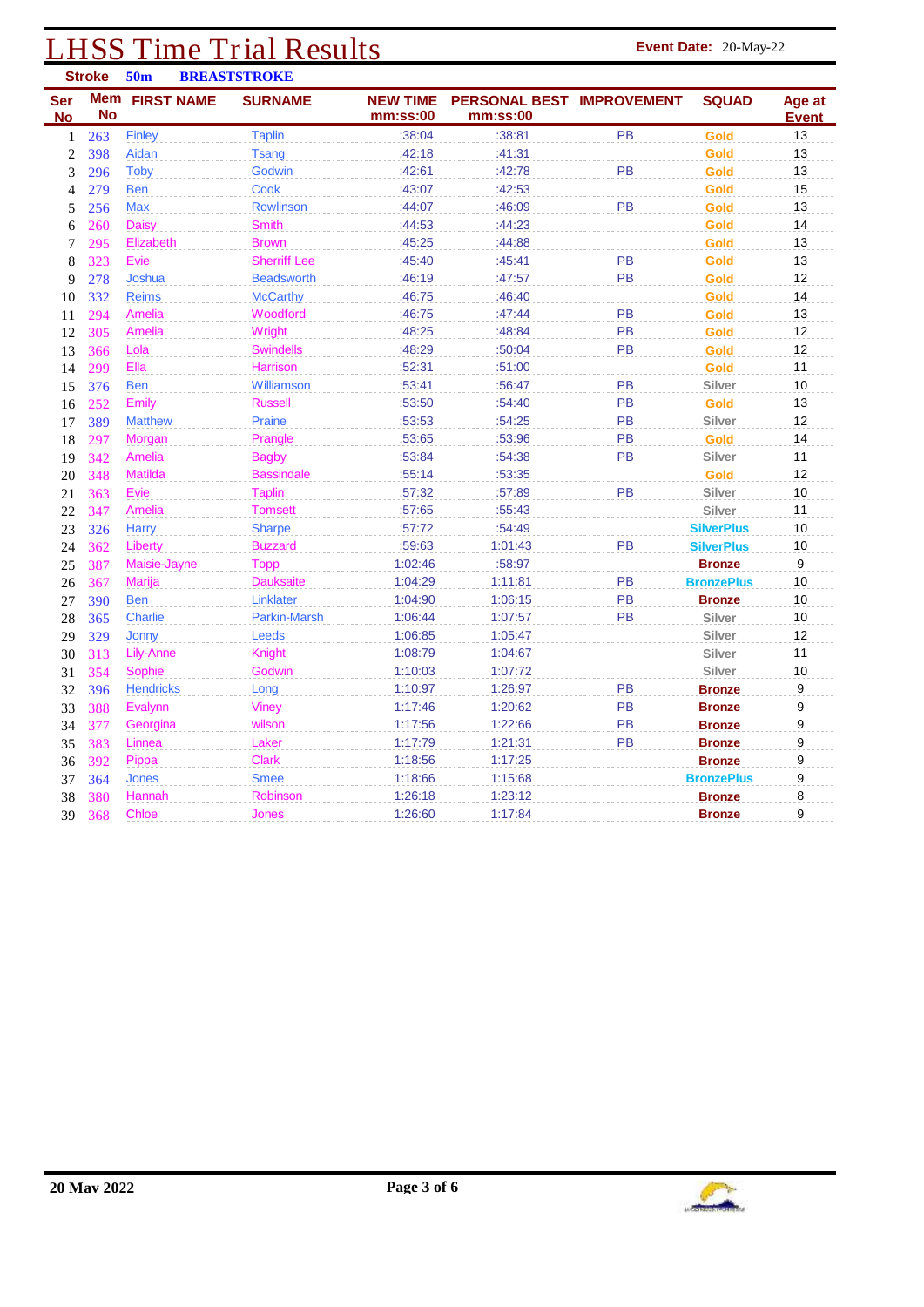# LHSS Time Trial Results

**Event Date:** 20-May-22

**Stroke** 50m **BREASTSTROKE**

| Ser No | Mem No | FIRST NAME | SURNAME | NEW TIME mm:ss:00 | PERSONAL BEST mm:ss:00 | IMPROVEMENT | SQUAD | Age at Event |
|---|---|---|---|---|---|---|---|---|
| 1 | 263 | Finley | Taplin | :38:04 | :38:81 | PB | Gold | 13 |
| 2 | 398 | Aidan | Tsang | :42:18 | :41:31 | | Gold | 13 |
| 3 | 296 | Toby | Godwin | :42:61 | :42:78 | PB | Gold | 13 |
| 4 | 279 | Ben | Cook | :43:07 | :42:53 | | Gold | 15 |
| 5 | 256 | Max | Rowlinson | :44:07 | :46:09 | PB | Gold | 13 |
| 6 | 260 | Daisy | Smith | :44:53 | :44:23 | | Gold | 14 |
| 7 | 295 | Elizabeth | Brown | :45:25 | :44:88 | | Gold | 13 |
| 8 | 323 | Evie | Sherriff Lee | :45:40 | :45:41 | PB | Gold | 13 |
| 9 | 278 | Joshua | Beadsworth | :46:19 | :47:57 | PB | Gold | 12 |
| 10 | 332 | Reims | McCarthy | :46:75 | :46:40 | | Gold | 14 |
| 11 | 294 | Amelia | Woodford | :46:75 | :47:44 | PB | Gold | 13 |
| 12 | 305 | Amelia | Wright | :48:25 | :48:84 | PB | Gold | 12 |
| 13 | 366 | Lola | Swindells | :48:29 | :50:04 | PB | Gold | 12 |
| 14 | 299 | Ella | Harrison | :52:31 | :51:00 | | Gold | 11 |
| 15 | 376 | Ben | Williamson | :53:41 | :56:47 | PB | Silver | 10 |
| 16 | 252 | Emily | Russell | :53:50 | :54:40 | PB | Gold | 13 |
| 17 | 389 | Matthew | Praine | :53:53 | :54:25 | PB | Silver | 12 |
| 18 | 297 | Morgan | Prangle | :53:65 | :53:96 | PB | Gold | 14 |
| 19 | 342 | Amelia | Bagby | :53:84 | :54:38 | PB | Silver | 11 |
| 20 | 348 | Matilda | Bassindale | :55:14 | :53:35 | | Gold | 12 |
| 21 | 363 | Evie | Taplin | :57:32 | :57:89 | PB | Silver | 10 |
| 22 | 347 | Amelia | Tomsett | :57:65 | :55:43 | | Silver | 11 |
| 23 | 326 | Harry | Sharpe | :57:72 | :54:49 | | SilverPlus | 10 |
| 24 | 362 | Liberty | Buzzard | :59:63 | 1:01:43 | PB | SilverPlus | 10 |
| 25 | 387 | Maisie-Jayne | Topp | 1:02:46 | :58:97 | | Bronze | 9 |
| 26 | 367 | Marija | Dauksaite | 1:04:29 | 1:11:81 | PB | BronzePlus | 10 |
| 27 | 390 | Ben | Linklater | 1:04:90 | 1:06:15 | PB | Bronze | 10 |
| 28 | 365 | Charlie | Parkin-Marsh | 1:06:44 | 1:07:57 | PB | Silver | 10 |
| 29 | 329 | Jonny | Leeds | 1:06:85 | 1:05:47 | | Silver | 12 |
| 30 | 313 | Lily-Anne | Knight | 1:08:79 | 1:04:67 | | Silver | 11 |
| 31 | 354 | Sophie | Godwin | 1:10:03 | 1:07:72 | | Silver | 10 |
| 32 | 396 | Hendricks | Long | 1:10:97 | 1:26:97 | PB | Bronze | 9 |
| 33 | 388 | Evalynn | Viney | 1:17:46 | 1:20:62 | PB | Bronze | 9 |
| 34 | 377 | Georgina | wilson | 1:17:56 | 1:22:66 | PB | Bronze | 9 |
| 35 | 383 | Linnea | Laker | 1:17:79 | 1:21:31 | PB | Bronze | 9 |
| 36 | 392 | Pippa | Clark | 1:18:56 | 1:17:25 | | Bronze | 9 |
| 37 | 364 | Jones | Smee | 1:18:66 | 1:15:68 | | BronzePlus | 9 |
| 38 | 380 | Hannah | Robinson | 1:26:18 | 1:23:12 | | Bronze | 8 |
| 39 | 368 | Chloe | Jones | 1:26:60 | 1:17:84 | | Bronze | 9 |

20 May 2022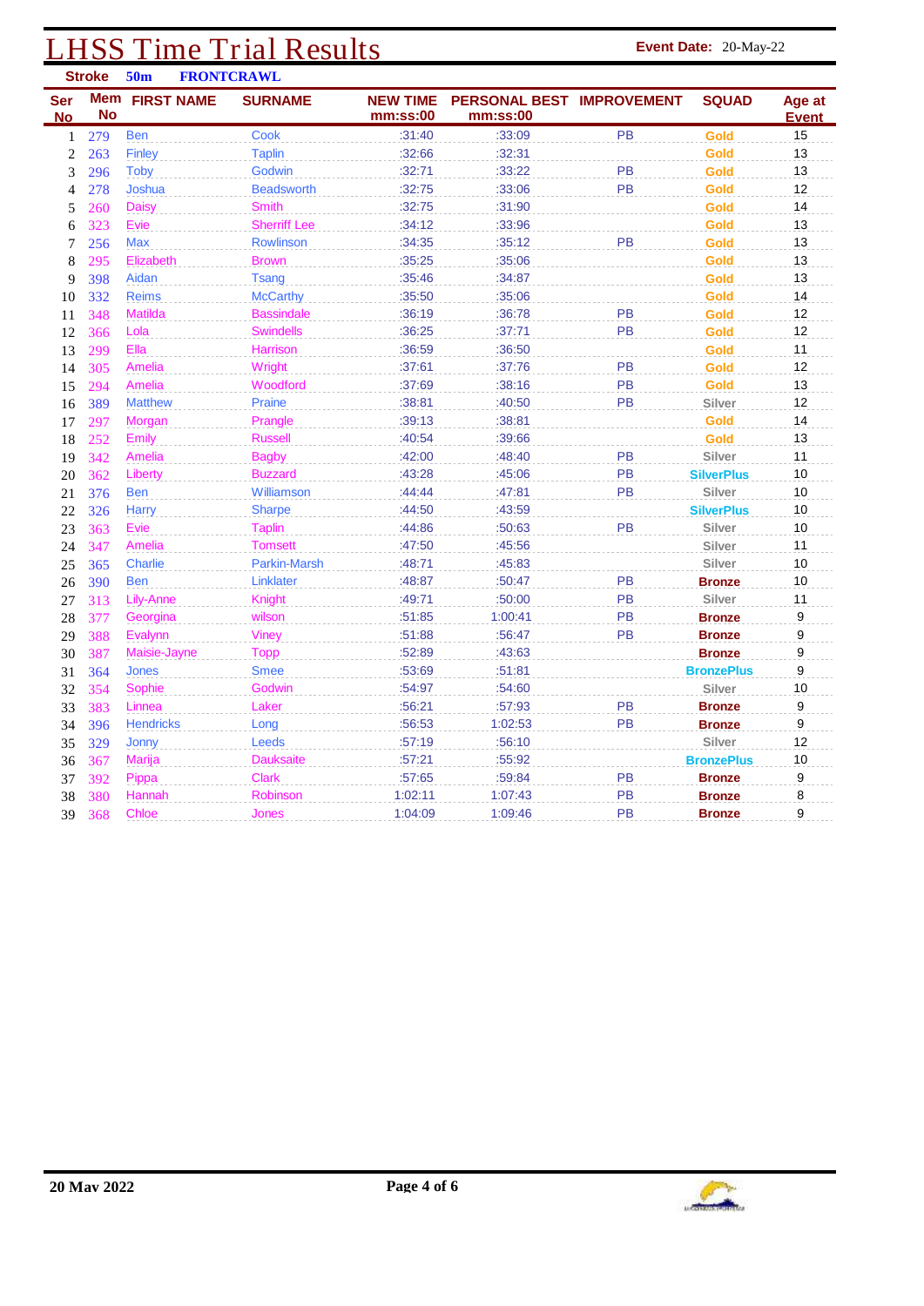# LHSS Time Trial Results

**Event Date:** 20-May-22

**Stroke** 50m FRONTCRAWL

| Ser No | Mem No | FIRST NAME | SURNAME | NEW TIME mm:ss:00 | PERSONAL BEST mm:ss:00 | IMPROVEMENT | SQUAD | Age at Event |
|---|---|---|---|---|---|---|---|---|
| 1 | 279 | Ben | Cook | :31:40 | :33:09 | PB | Gold | 15 |
| 2 | 263 | Finley | Taplin | :32:66 | :32:31 | | Gold | 13 |
| 3 | 296 | Toby | Godwin | :32:71 | :33:22 | PB | Gold | 13 |
| 4 | 278 | Joshua | Beadsworth | :32:75 | :33:06 | PB | Gold | 12 |
| 5 | 260 | Daisy | Smith | :32:75 | :31:90 | | Gold | 14 |
| 6 | 323 | Evie | Sherriff Lee | :34:12 | :33:96 | | Gold | 13 |
| 7 | 256 | Max | Rowlinson | :34:35 | :35:12 | PB | Gold | 13 |
| 8 | 295 | Elizabeth | Brown | :35:25 | :35:06 | | Gold | 13 |
| 9 | 398 | Aidan | Tsang | :35:46 | :34:87 | | Gold | 13 |
| 10 | 332 | Reims | McCarthy | :35:50 | :35:06 | | Gold | 14 |
| 11 | 348 | Matilda | Bassindale | :36:19 | :36:78 | PB | Gold | 12 |
| 12 | 366 | Lola | Swindells | :36:25 | :37:71 | PB | Gold | 12 |
| 13 | 299 | Ella | Harrison | :36:59 | :36:50 | | Gold | 11 |
| 14 | 305 | Amelia | Wright | :37:61 | :37:76 | PB | Gold | 12 |
| 15 | 294 | Amelia | Woodford | :37:69 | :38:16 | PB | Gold | 13 |
| 16 | 389 | Matthew | Praine | :38:81 | :40:50 | PB | Silver | 12 |
| 17 | 297 | Morgan | Prangle | :39:13 | :38:81 | | Gold | 14 |
| 18 | 252 | Emily | Russell | :40:54 | :39:66 | | Gold | 13 |
| 19 | 342 | Amelia | Bagby | :42:00 | :48:40 | PB | Silver | 11 |
| 20 | 362 | Liberty | Buzzard | :43:28 | :45:06 | PB | SilverPlus | 10 |
| 21 | 376 | Ben | Williamson | :44:44 | :47:81 | PB | Silver | 10 |
| 22 | 326 | Harry | Sharpe | :44:50 | :43:59 | | SilverPlus | 10 |
| 23 | 363 | Evie | Taplin | :44:86 | :50:63 | PB | Silver | 10 |
| 24 | 347 | Amelia | Tomsett | :47:50 | :45:56 | | Silver | 11 |
| 25 | 365 | Charlie | Parkin-Marsh | :48:71 | :45:83 | | Silver | 10 |
| 26 | 390 | Ben | Linklater | :48:87 | :50:47 | PB | Bronze | 10 |
| 27 | 313 | Lily-Anne | Knight | :49:71 | :50:00 | PB | Silver | 11 |
| 28 | 377 | Georgina | wilson | :51:85 | 1:00:41 | PB | Bronze | 9 |
| 29 | 388 | Evalynn | Viney | :51:88 | :56:47 | PB | Bronze | 9 |
| 30 | 387 | Maisie-Jayne | Topp | :52:89 | :43:63 | | Bronze | 9 |
| 31 | 364 | Jones | Smee | :53:69 | :51:81 | | BronzePlus | 9 |
| 32 | 354 | Sophie | Godwin | :54:97 | :54:60 | | Silver | 10 |
| 33 | 383 | Linnea | Laker | :56:21 | :57:93 | PB | Bronze | 9 |
| 34 | 396 | Hendricks | Long | :56:53 | 1:02:53 | PB | Bronze | 9 |
| 35 | 329 | Jonny | Leeds | :57:19 | :56:10 | | Silver | 12 |
| 36 | 367 | Marija | Dauksaite | :57:21 | :55:92 | | BronzePlus | 10 |
| 37 | 392 | Pippa | Clark | :57:65 | :59:84 | PB | Bronze | 9 |
| 38 | 380 | Hannah | Robinson | 1:02:11 | 1:07:43 | PB | Bronze | 8 |
| 39 | 368 | Chloe | Jones | 1:04:09 | 1:09:46 | PB | Bronze | 9 |

20 May 2022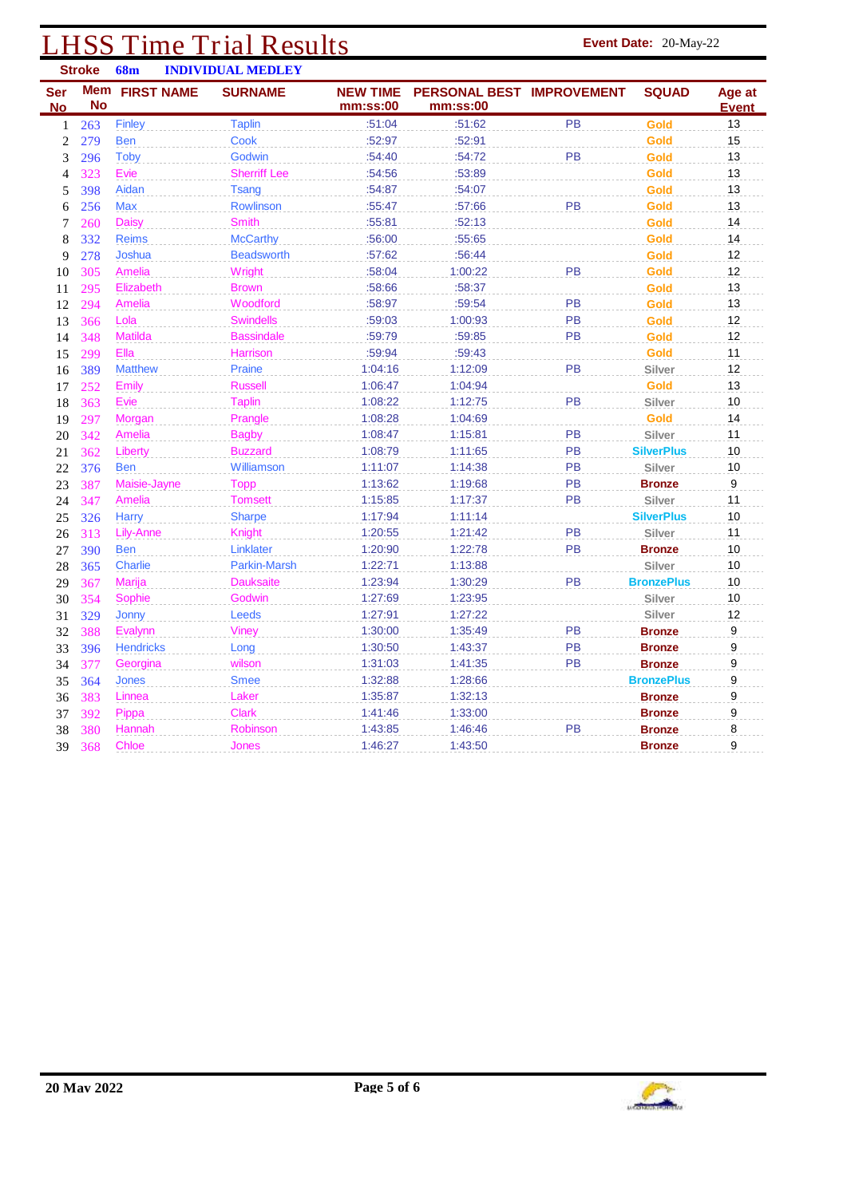# LHSS Time Trial Results

**Event Date:** 20-May-22

**Stroke** 68m **INDIVIDUAL MEDLEY**

| Ser No | Mem No | FIRST NAME | SURNAME | NEW TIME mm:ss:00 | PERSONAL BEST mm:ss:00 | IMPROVEMENT | SQUAD | Age at Event |
|---|---|---|---|---|---|---|---|---|
| 1 | 263 | Finley | Taplin | :51:04 | :51:62 | PB | Gold | 13 |
| 2 | 279 | Ben | Cook | :52:97 | :52:91 | | Gold | 15 |
| 3 | 296 | Toby | Godwin | :54:40 | :54:72 | PB | Gold | 13 |
| 4 | 323 | Evie | Sherriff Lee | :54:56 | :53:89 | | Gold | 13 |
| 5 | 398 | Aidan | Tsang | :54:87 | :54:07 | | Gold | 13 |
| 6 | 256 | Max | Rowlinson | :55:47 | :57:66 | PB | Gold | 13 |
| 7 | 260 | Daisy | Smith | :55:81 | :52:13 | | Gold | 14 |
| 8 | 332 | Reims | McCarthy | :56:00 | :55:65 | | Gold | 14 |
| 9 | 278 | Joshua | Beadsworth | :57:62 | :56:44 | | Gold | 12 |
| 10 | 305 | Amelia | Wright | :58:04 | 1:00:22 | PB | Gold | 12 |
| 11 | 295 | Elizabeth | Brown | :58:66 | :58:37 | | Gold | 13 |
| 12 | 294 | Amelia | Woodford | :58:97 | :59:54 | PB | Gold | 13 |
| 13 | 366 | Lola | Swindells | :59:03 | 1:00:93 | PB | Gold | 12 |
| 14 | 348 | Matilda | Bassindale | :59:79 | :59:85 | PB | Gold | 12 |
| 15 | 299 | Ella | Harrison | :59:94 | :59:43 | | Gold | 11 |
| 16 | 389 | Matthew | Praine | 1:04:16 | 1:12:09 | PB | Silver | 12 |
| 17 | 252 | Emily | Russell | 1:06:47 | 1:04:94 | | Gold | 13 |
| 18 | 363 | Evie | Taplin | 1:08:22 | 1:12:75 | PB | Silver | 10 |
| 19 | 297 | Morgan | Prangle | 1:08:28 | 1:04:69 | | Gold | 14 |
| 20 | 342 | Amelia | Bagby | 1:08:47 | 1:15:81 | PB | Silver | 11 |
| 21 | 362 | Liberty | Buzzard | 1:08:79 | 1:11:65 | PB | SilverPlus | 10 |
| 22 | 376 | Ben | Williamson | 1:11:07 | 1:14:38 | PB | Silver | 10 |
| 23 | 387 | Maisie-Jayne | Topp | 1:13:62 | 1:19:68 | PB | Bronze | 9 |
| 24 | 347 | Amelia | Tomsett | 1:15:85 | 1:17:37 | PB | Silver | 11 |
| 25 | 326 | Harry | Sharpe | 1:17:94 | 1:11:14 | | SilverPlus | 10 |
| 26 | 313 | Lily-Anne | Knight | 1:20:55 | 1:21:42 | PB | Silver | 11 |
| 27 | 390 | Ben | Linklater | 1:20:90 | 1:22:78 | PB | Bronze | 10 |
| 28 | 365 | Charlie | Parkin-Marsh | 1:22:71 | 1:13:88 | | Silver | 10 |
| 29 | 367 | Marija | Dauksaite | 1:23:94 | 1:30:29 | PB | BronzePlus | 10 |
| 30 | 354 | Sophie | Godwin | 1:27:69 | 1:23:95 | | Silver | 10 |
| 31 | 329 | Jonny | Leeds | 1:27:91 | 1:27:22 | | Silver | 12 |
| 32 | 388 | Evalynn | Viney | 1:30:00 | 1:35:49 | PB | Bronze | 9 |
| 33 | 396 | Hendricks | Long | 1:30:50 | 1:43:37 | PB | Bronze | 9 |
| 34 | 377 | Georgina | wilson | 1:31:03 | 1:41:35 | PB | Bronze | 9 |
| 35 | 364 | Jones | Smee | 1:32:88 | 1:28:66 | | BronzePlus | 9 |
| 36 | 383 | Linnea | Laker | 1:35:87 | 1:32:13 | | Bronze | 9 |
| 37 | 392 | Pippa | Clark | 1:41:46 | 1:33:00 | | Bronze | 9 |
| 38 | 380 | Hannah | Robinson | 1:43:85 | 1:46:46 | PB | Bronze | 8 |
| 39 | 368 | Chloe | Jones | 1:46:27 | 1:43:50 | | Bronze | 9 |

20 May 2022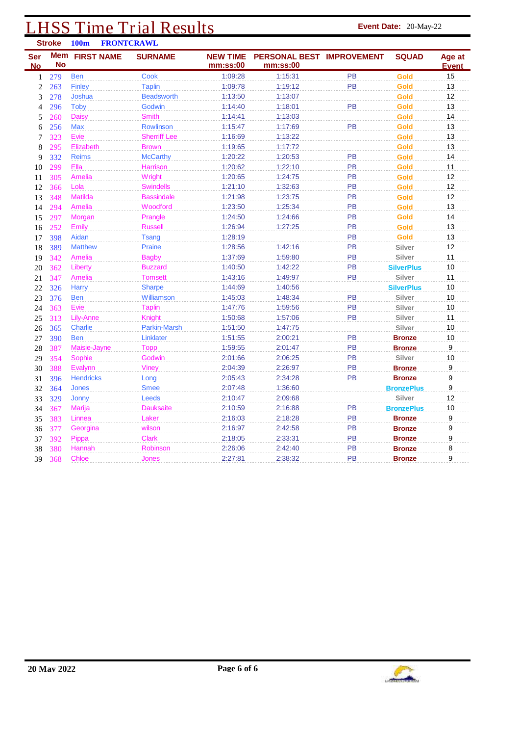# LHSS Time Trial Results

**Event Date:** 20-May-22

**Stroke** 100m FRONTCRAWL

| Ser No | Mem No | FIRST NAME | SURNAME | NEW TIME mm:ss:00 | PERSONAL BEST mm:ss:00 | IMPROVEMENT | SQUAD | Age at Event |
|---|---|---|---|---|---|---|---|---|
| 1 | 279 | Ben | Cook | 1:09:28 | 1:15:31 | PB | Gold | 15 |
| 2 | 263 | Finley | Taplin | 1:09:78 | 1:19:12 | PB | Gold | 13 |
| 3 | 278 | Joshua | Beadsworth | 1:13:50 | 1:13:07 | | Gold | 12 |
| 4 | 296 | Toby | Godwin | 1:14:40 | 1:18:01 | PB | Gold | 13 |
| 5 | 260 | Daisy | Smith | 1:14:41 | 1:13:03 | | Gold | 14 |
| 6 | 256 | Max | Rowlinson | 1:15:47 | 1:17:69 | PB | Gold | 13 |
| 7 | 323 | Evie | Sherriff Lee | 1:16:69 | 1:13:22 | | Gold | 13 |
| 8 | 295 | Elizabeth | Brown | 1:19:65 | 1:17:72 | | Gold | 13 |
| 9 | 332 | Reims | McCarthy | 1:20:22 | 1:20:53 | PB | Gold | 14 |
| 10 | 299 | Ella | Harrison | 1:20:62 | 1:22:10 | PB | Gold | 11 |
| 11 | 305 | Amelia | Wright | 1:20:65 | 1:24:75 | PB | Gold | 12 |
| 12 | 366 | Lola | Swindells | 1:21:10 | 1:32:63 | PB | Gold | 12 |
| 13 | 348 | Matilda | Bassindale | 1:21:98 | 1:23:75 | PB | Gold | 12 |
| 14 | 294 | Amelia | Woodford | 1:23:50 | 1:25:34 | PB | Gold | 13 |
| 15 | 297 | Morgan | Prangle | 1:24:50 | 1:24:66 | PB | Gold | 14 |
| 16 | 252 | Emily | Russell | 1:26:94 | 1:27:25 | PB | Gold | 13 |
| 17 | 398 | Aidan | Tsang | 1:28:19 | | PB | Gold | 13 |
| 18 | 389 | Matthew | Praine | 1:28:56 | 1:42:16 | PB | Silver | 12 |
| 19 | 342 | Amelia | Bagby | 1:37:69 | 1:59:80 | PB | Silver | 11 |
| 20 | 362 | Liberty | Buzzard | 1:40:50 | 1:42:22 | PB | SilverPlus | 10 |
| 21 | 347 | Amelia | Tomsett | 1:43:16 | 1:49:97 | PB | Silver | 11 |
| 22 | 326 | Harry | Sharpe | 1:44:69 | 1:40:56 | | SilverPlus | 10 |
| 23 | 376 | Ben | Williamson | 1:45:03 | 1:48:34 | PB | Silver | 10 |
| 24 | 363 | Evie | Taplin | 1:47:76 | 1:59:56 | PB | Silver | 10 |
| 25 | 313 | Lily-Anne | Knight | 1:50:68 | 1:57:06 | PB | Silver | 11 |
| 26 | 365 | Charlie | Parkin-Marsh | 1:51:50 | 1:47:75 | | Silver | 10 |
| 27 | 390 | Ben | Linklater | 1:51:55 | 2:00:21 | PB | Bronze | 10 |
| 28 | 387 | Maisie-Jayne | Topp | 1:59:55 | 2:01:47 | PB | Bronze | 9 |
| 29 | 354 | Sophie | Godwin | 2:01:66 | 2:06:25 | PB | Silver | 10 |
| 30 | 388 | Evalynn | Viney | 2:04:39 | 2:26:97 | PB | Bronze | 9 |
| 31 | 396 | Hendricks | Long | 2:05:43 | 2:34:28 | PB | Bronze | 9 |
| 32 | 364 | Jones | Smee | 2:07:48 | 1:36:60 | | BronzePlus | 9 |
| 33 | 329 | Jonny | Leeds | 2:10:47 | 2:09:68 | | Silver | 12 |
| 34 | 367 | Marija | Dauksaite | 2:10:59 | 2:16:88 | PB | BronzePlus | 10 |
| 35 | 383 | Linnea | Laker | 2:16:03 | 2:18:28 | PB | Bronze | 9 |
| 36 | 377 | Georgina | wilson | 2:16:97 | 2:42:58 | PB | Bronze | 9 |
| 37 | 392 | Pippa | Clark | 2:18:05 | 2:33:31 | PB | Bronze | 9 |
| 38 | 380 | Hannah | Robinson | 2:26:06 | 2:42:40 | PB | Bronze | 8 |
| 39 | 368 | Chloe | Jones | 2:27:81 | 2:38:32 | PB | Bronze | 9 |